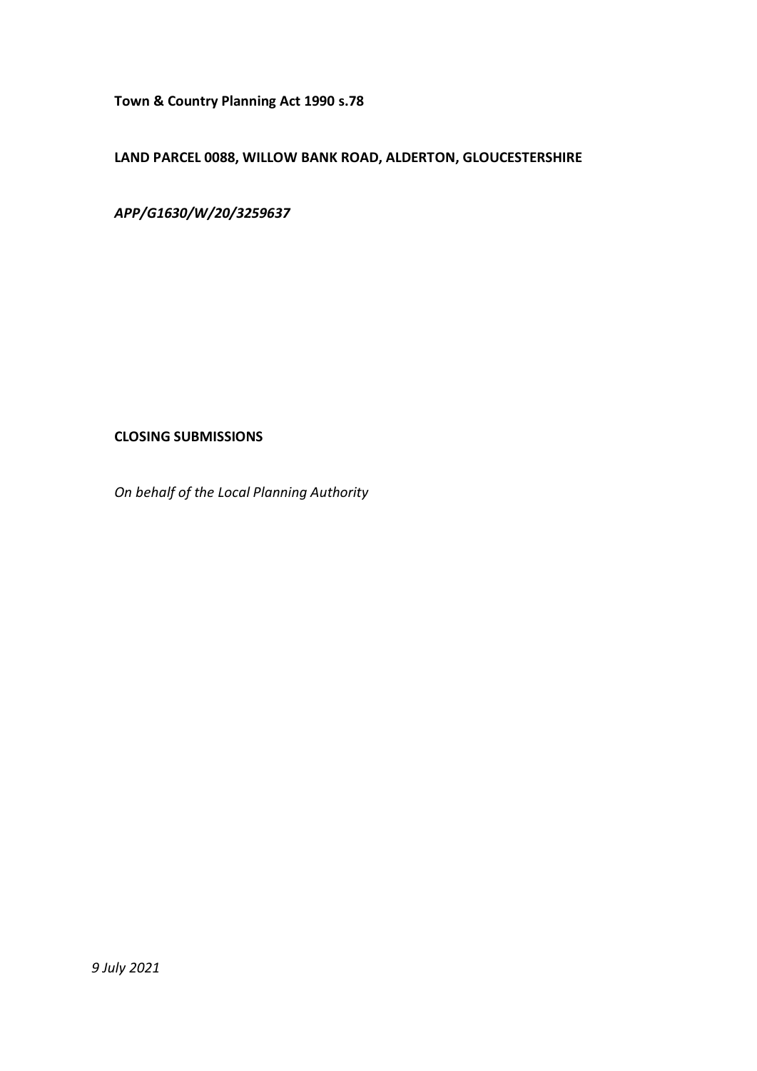**Town & Country Planning Act 1990 s.78**

**LAND PARCEL 0088, WILLOW BANK ROAD, ALDERTON, GLOUCESTERSHIRE**

***APP/G1630/W/20/3259637***

**CLOSING SUBMISSIONS**

*On behalf of the Local Planning Authority*

*9 July 2021*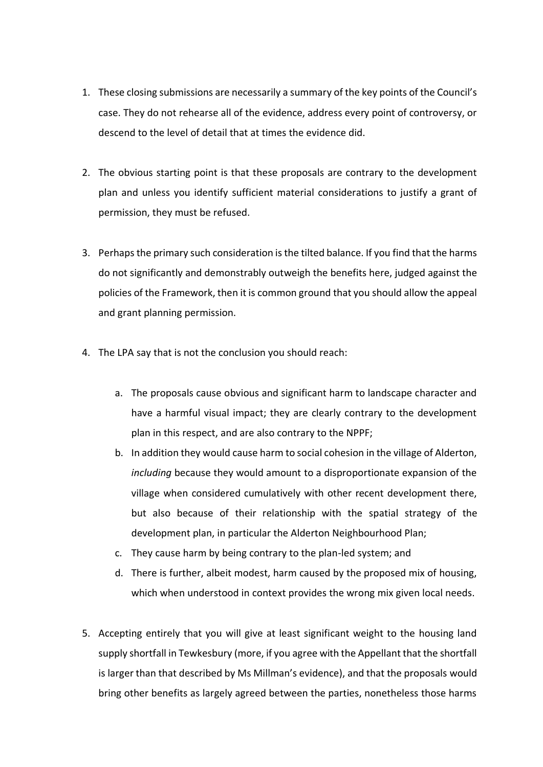1. These closing submissions are necessarily a summary of the key points of the Council's case. They do not rehearse all of the evidence, address every point of controversy, or descend to the level of detail that at times the evidence did.

2. The obvious starting point is that these proposals are contrary to the development plan and unless you identify sufficient material considerations to justify a grant of permission, they must be refused.

3. Perhaps the primary such consideration is the tilted balance. If you find that the harms do not significantly and demonstrably outweigh the benefits here, judged against the policies of the Framework, then it is common ground that you should allow the appeal and grant planning permission.

4. The LPA say that is not the conclusion you should reach:

    a. The proposals cause obvious and significant harm to landscape character and have a harmful visual impact; they are clearly contrary to the development plan in this respect, and are also contrary to the NPPF;
    b. In addition they would cause harm to social cohesion in the village of Alderton, *including* because they would amount to a disproportionate expansion of the village when considered cumulatively with other recent development there, but also because of their relationship with the spatial strategy of the development plan, in particular the Alderton Neighbourhood Plan;
    c. They cause harm by being contrary to the plan-led system; and
    d. There is further, albeit modest, harm caused by the proposed mix of housing, which when understood in context provides the wrong mix given local needs.

5. Accepting entirely that you will give at least significant weight to the housing land supply shortfall in Tewkesbury (more, if you agree with the Appellant that the shortfall is larger than that described by Ms Millman's evidence), and that the proposals would bring other benefits as largely agreed between the parties, nonetheless those harms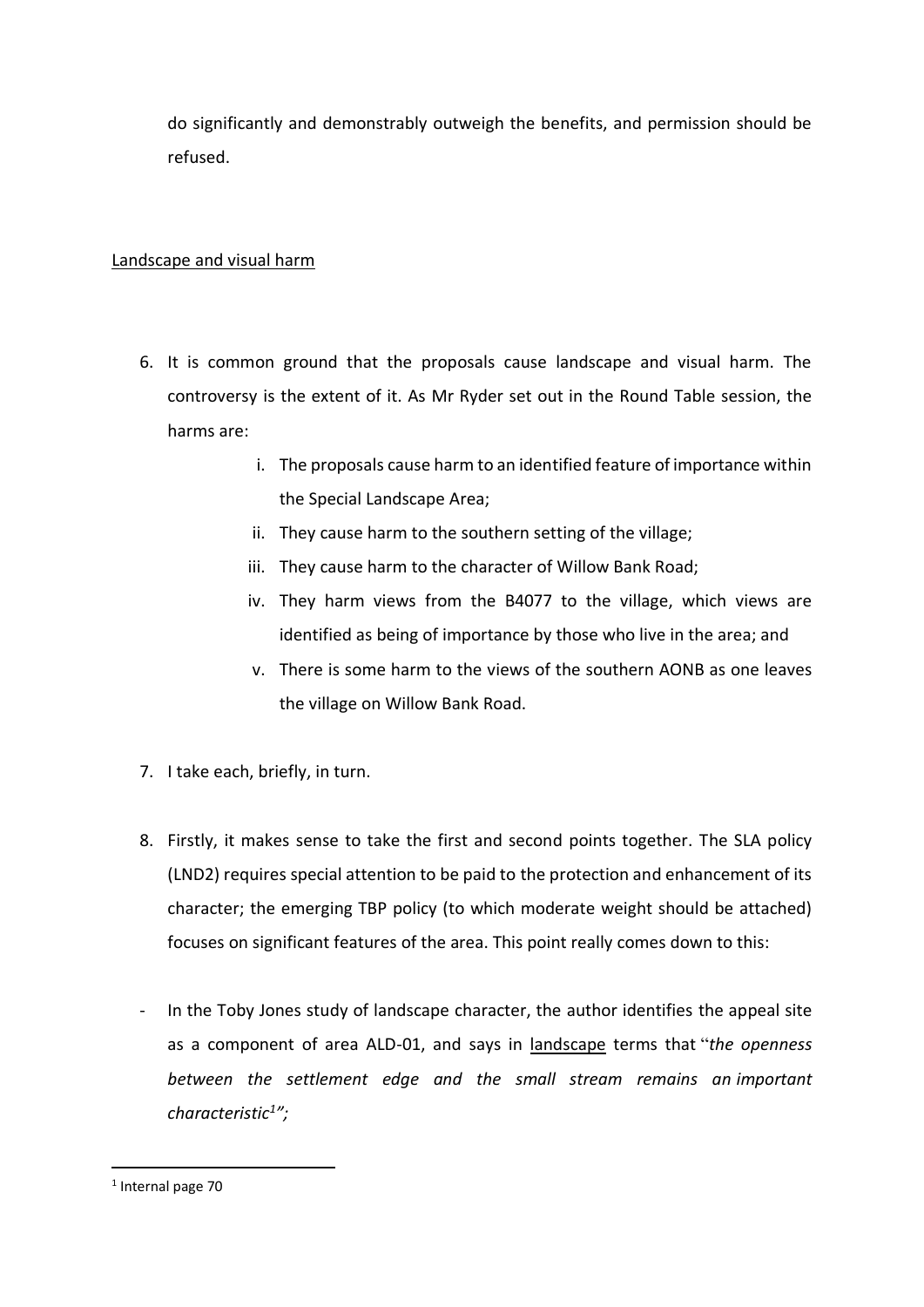do significantly and demonstrably outweigh the benefits, and permission should be refused.

Landscape and visual harm

6. It is common ground that the proposals cause landscape and visual harm. The controversy is the extent of it. As Mr Ryder set out in the Round Table session, the harms are:

    i. The proposals cause harm to an identified feature of importance within the Special Landscape Area;
    ii. They cause harm to the southern setting of the village;
    iii. They cause harm to the character of Willow Bank Road;
    iv. They harm views from the B4077 to the village, which views are identified as being of importance by those who live in the area; and
    v. There is some harm to the views of the southern AONB as one leaves the village on Willow Bank Road.

7. I take each, briefly, in turn.

8. Firstly, it makes sense to take the first and second points together. The SLA policy (LND2) requires special attention to be paid to the protection and enhancement of its character; the emerging TBP policy (to which moderate weight should be attached) focuses on significant features of the area. This point really comes down to this:

- In the Toby Jones study of landscape character, the author identifies the appeal site as a component of area ALD-01, and says in landscape terms that "*the openness between the settlement edge and the small stream remains an important characteristic*[1]*";*

---

[1] Internal page 70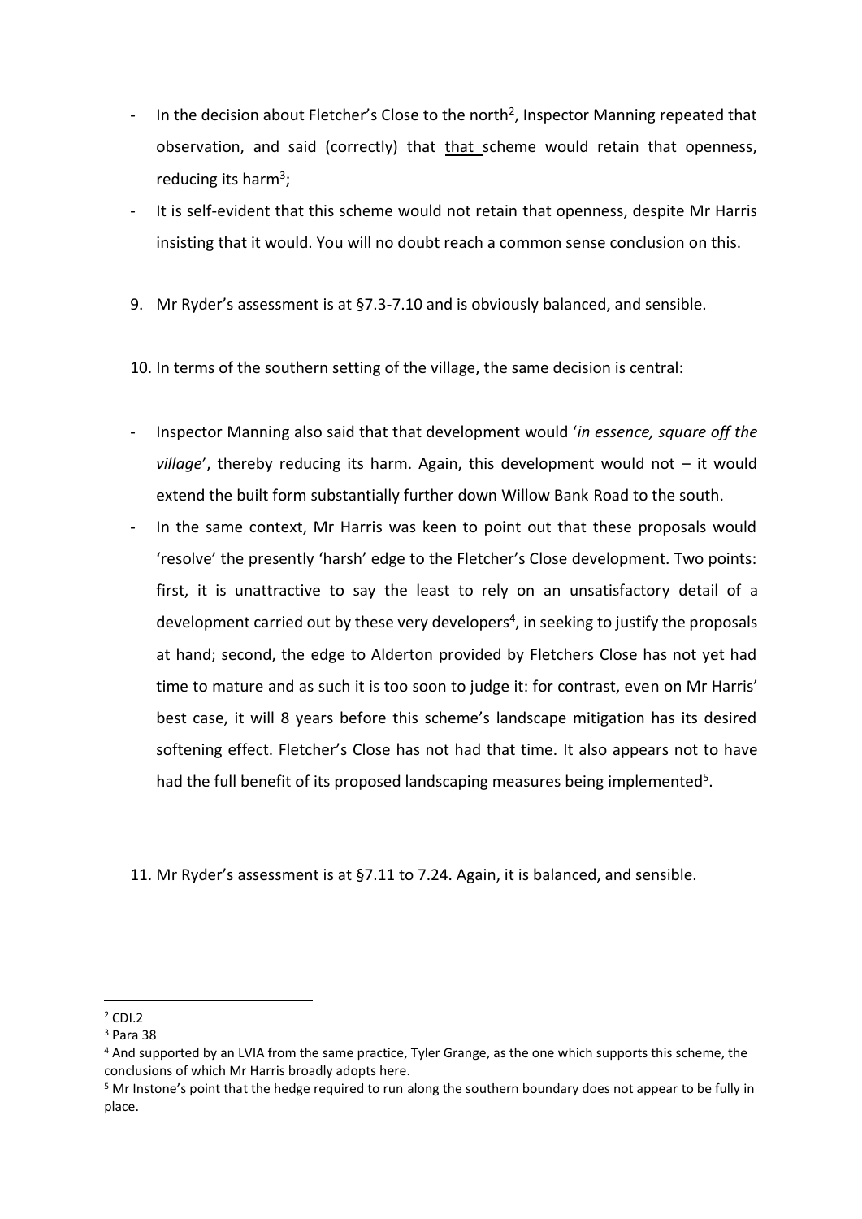- In the decision about Fletcher's Close to the north[2], Inspector Manning repeated that observation, and said (correctly) that that scheme would retain that openness, reducing its harm[3];
- It is self-evident that this scheme would not retain that openness, despite Mr Harris insisting that it would. You will no doubt reach a common sense conclusion on this.

9. Mr Ryder's assessment is at §7.3-7.10 and is obviously balanced, and sensible.

10. In terms of the southern setting of the village, the same decision is central:

- Inspector Manning also said that that development would '*in essence, square off the village*', thereby reducing its harm. Again, this development would not – it would extend the built form substantially further down Willow Bank Road to the south.
- In the same context, Mr Harris was keen to point out that these proposals would 'resolve' the presently 'harsh' edge to the Fletcher's Close development. Two points: first, it is unattractive to say the least to rely on an unsatisfactory detail of a development carried out by these very developers[4], in seeking to justify the proposals at hand; second, the edge to Alderton provided by Fletchers Close has not yet had time to mature and as such it is too soon to judge it: for contrast, even on Mr Harris' best case, it will 8 years before this scheme's landscape mitigation has its desired softening effect. Fletcher's Close has not had that time. It also appears not to have had the full benefit of its proposed landscaping measures being implemented[5].

11. Mr Ryder's assessment is at §7.11 to 7.24. Again, it is balanced, and sensible.

---

[2] CDI.2

[3] Para 38

[4] And supported by an LVIA from the same practice, Tyler Grange, as the one which supports this scheme, the conclusions of which Mr Harris broadly adopts here.

[5] Mr Instone's point that the hedge required to run along the southern boundary does not appear to be fully in place.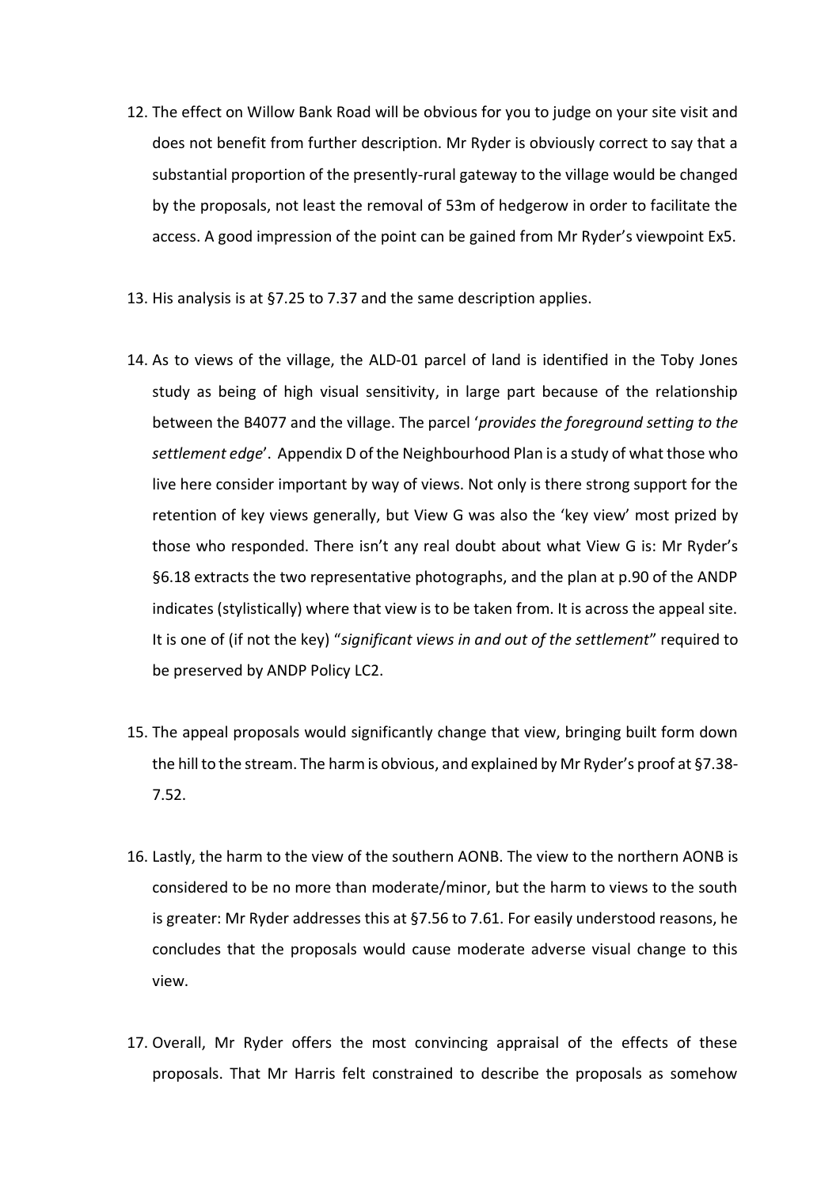12. The effect on Willow Bank Road will be obvious for you to judge on your site visit and does not benefit from further description. Mr Ryder is obviously correct to say that a substantial proportion of the presently-rural gateway to the village would be changed by the proposals, not least the removal of 53m of hedgerow in order to facilitate the access. A good impression of the point can be gained from Mr Ryder's viewpoint Ex5.

13. His analysis is at §7.25 to 7.37 and the same description applies.

14. As to views of the village, the ALD-01 parcel of land is identified in the Toby Jones study as being of high visual sensitivity, in large part because of the relationship between the B4077 and the village. The parcel '*provides the foreground setting to the settlement edge*'. Appendix D of the Neighbourhood Plan is a study of what those who live here consider important by way of views. Not only is there strong support for the retention of key views generally, but View G was also the 'key view' most prized by those who responded. There isn't any real doubt about what View G is: Mr Ryder's §6.18 extracts the two representative photographs, and the plan at p.90 of the ANDP indicates (stylistically) where that view is to be taken from. It is across the appeal site. It is one of (if not the key) "*significant views in and out of the settlement*" required to be preserved by ANDP Policy LC2.

15. The appeal proposals would significantly change that view, bringing built form down the hill to the stream. The harm is obvious, and explained by Mr Ryder's proof at §7.38-7.52.

16. Lastly, the harm to the view of the southern AONB. The view to the northern AONB is considered to be no more than moderate/minor, but the harm to views to the south is greater: Mr Ryder addresses this at §7.56 to 7.61. For easily understood reasons, he concludes that the proposals would cause moderate adverse visual change to this view.

17. Overall, Mr Ryder offers the most convincing appraisal of the effects of these proposals. That Mr Harris felt constrained to describe the proposals as somehow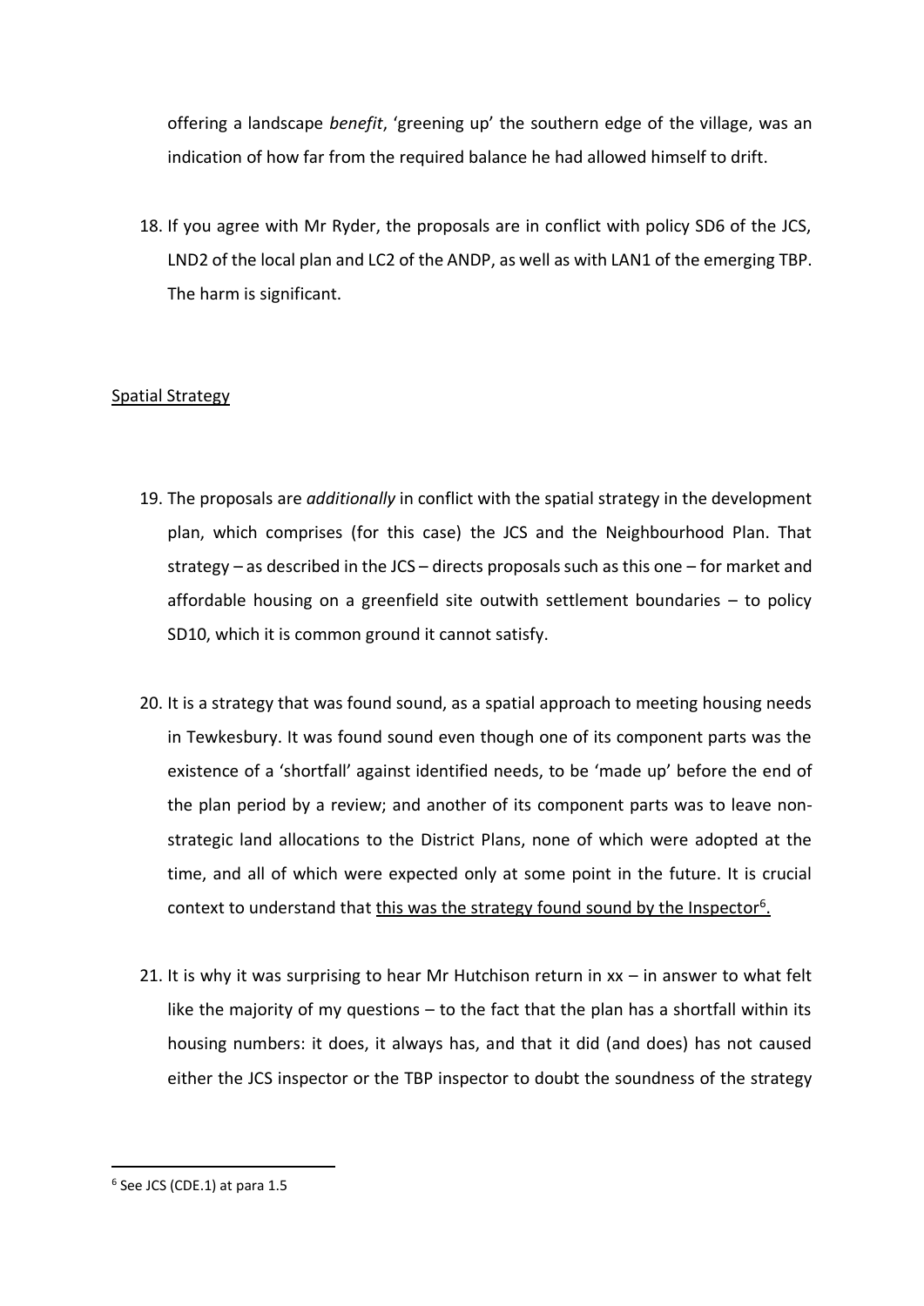offering a landscape *benefit*, 'greening up' the southern edge of the village, was an indication of how far from the required balance he had allowed himself to drift.

18. If you agree with Mr Ryder, the proposals are in conflict with policy SD6 of the JCS, LND2 of the local plan and LC2 of the ANDP, as well as with LAN1 of the emerging TBP. The harm is significant.

<u>Spatial Strategy</u>

19. The proposals are *additionally* in conflict with the spatial strategy in the development plan, which comprises (for this case) the JCS and the Neighbourhood Plan. That strategy – as described in the JCS – directs proposals such as this one – for market and affordable housing on a greenfield site outwith settlement boundaries – to policy SD10, which it is common ground it cannot satisfy.

20. It is a strategy that was found sound, as a spatial approach to meeting housing needs in Tewkesbury. It was found sound even though one of its component parts was the existence of a 'shortfall' against identified needs, to be 'made up' before the end of the plan period by a review; and another of its component parts was to leave non-strategic land allocations to the District Plans, none of which were adopted at the time, and all of which were expected only at some point in the future. It is crucial context to understand that <u>this was the strategy found sound by the Inspector[6].</u>

21. It is why it was surprising to hear Mr Hutchison return in xx – in answer to what felt like the majority of my questions – to the fact that the plan has a shortfall within its housing numbers: it does, it always has, and that it did (and does) has not caused either the JCS inspector or the TBP inspector to doubt the soundness of the strategy

[6] See JCS (CDE.1) at para 1.5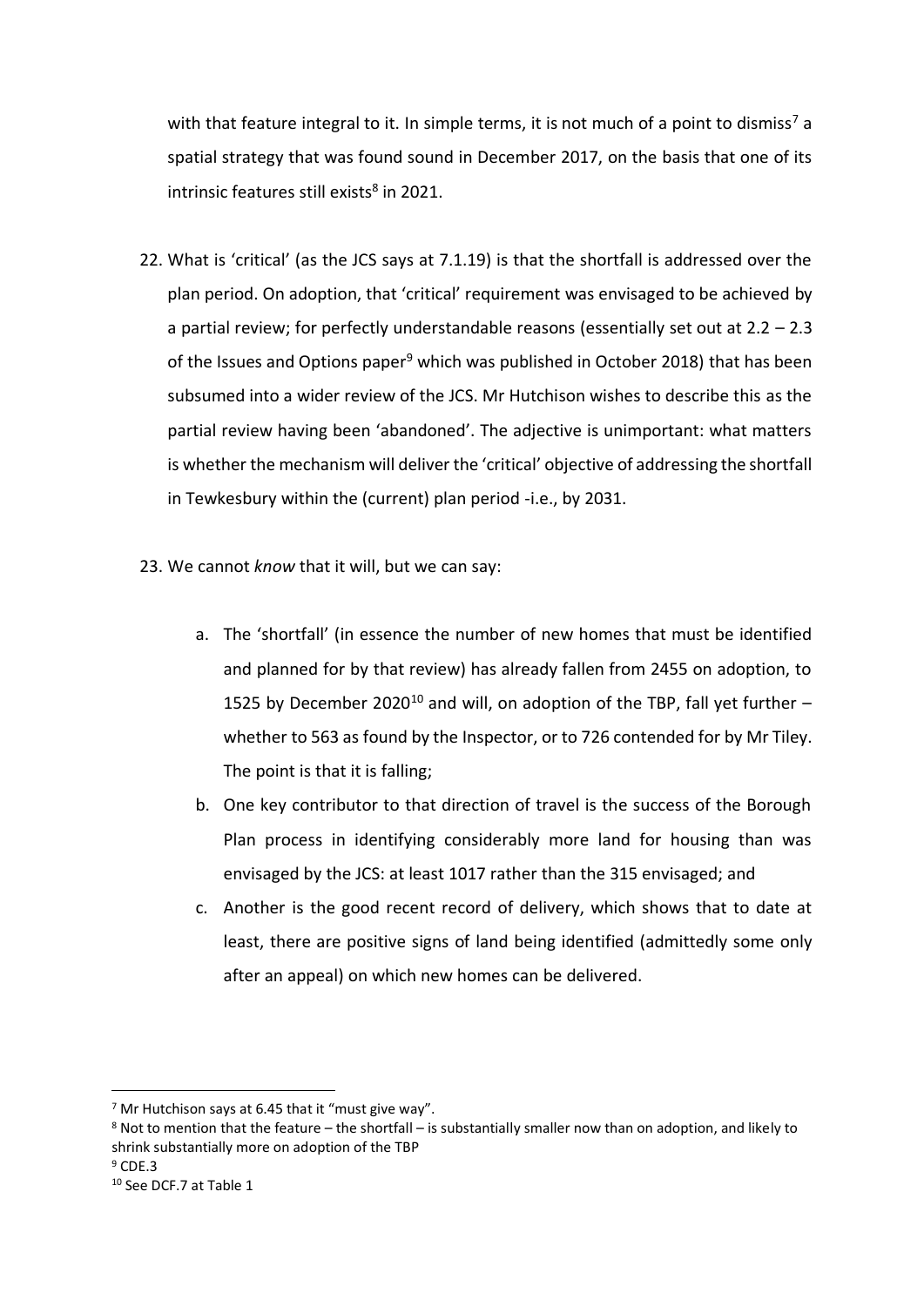with that feature integral to it. In simple terms, it is not much of a point to dismiss[7] a spatial strategy that was found sound in December 2017, on the basis that one of its intrinsic features still exists[8] in 2021.

22. What is 'critical' (as the JCS says at 7.1.19) is that the shortfall is addressed over the plan period. On adoption, that 'critical' requirement was envisaged to be achieved by a partial review; for perfectly understandable reasons (essentially set out at 2.2 – 2.3 of the Issues and Options paper[9] which was published in October 2018) that has been subsumed into a wider review of the JCS. Mr Hutchison wishes to describe this as the partial review having been 'abandoned'. The adjective is unimportant: what matters is whether the mechanism will deliver the 'critical' objective of addressing the shortfall in Tewkesbury within the (current) plan period -i.e., by 2031.

23. We cannot *know* that it will, but we can say:

    a. The 'shortfall' (in essence the number of new homes that must be identified and planned for by that review) has already fallen from 2455 on adoption, to 1525 by December 2020[10] and will, on adoption of the TBP, fall yet further – whether to 563 as found by the Inspector, or to 726 contended for by Mr Tiley. The point is that it is falling;

    b. One key contributor to that direction of travel is the success of the Borough Plan process in identifying considerably more land for housing than was envisaged by the JCS: at least 1017 rather than the 315 envisaged; and

    c. Another is the good recent record of delivery, which shows that to date at least, there are positive signs of land being identified (admittedly some only after an appeal) on which new homes can be delivered.

---

[7] Mr Hutchison says at 6.45 that it "must give way".

[8] Not to mention that the feature – the shortfall – is substantially smaller now than on adoption, and likely to shrink substantially more on adoption of the TBP

[9] CDE.3

[10] See DCF.7 at Table 1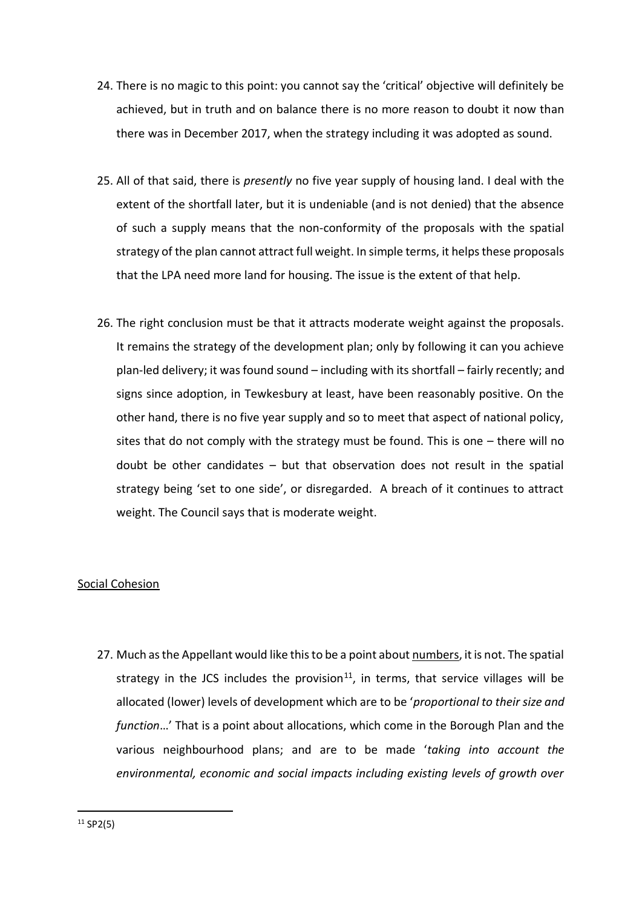24. There is no magic to this point: you cannot say the 'critical' objective will definitely be achieved, but in truth and on balance there is no more reason to doubt it now than there was in December 2017, when the strategy including it was adopted as sound.

25. All of that said, there is *presently* no five year supply of housing land. I deal with the extent of the shortfall later, but it is undeniable (and is not denied) that the absence of such a supply means that the non-conformity of the proposals with the spatial strategy of the plan cannot attract full weight. In simple terms, it helps these proposals that the LPA need more land for housing. The issue is the extent of that help.

26. The right conclusion must be that it attracts moderate weight against the proposals. It remains the strategy of the development plan; only by following it can you achieve plan-led delivery; it was found sound – including with its shortfall – fairly recently; and signs since adoption, in Tewkesbury at least, have been reasonably positive. On the other hand, there is no five year supply and so to meet that aspect of national policy, sites that do not comply with the strategy must be found. This is one – there will no doubt be other candidates – but that observation does not result in the spatial strategy being 'set to one side', or disregarded. A breach of it continues to attract weight. The Council says that is moderate weight.

<u>Social Cohesion</u>

27. Much as the Appellant would like this to be a point about <u>numbers</u>, it is not. The spatial strategy in the JCS includes the provision[11], in terms, that service villages will be allocated (lower) levels of development which are to be '*proportional to their size and function*…' That is a point about allocations, which come in the Borough Plan and the various neighbourhood plans; and are to be made '*taking into account the environmental, economic and social impacts including existing levels of growth over*

[11] SP2(5)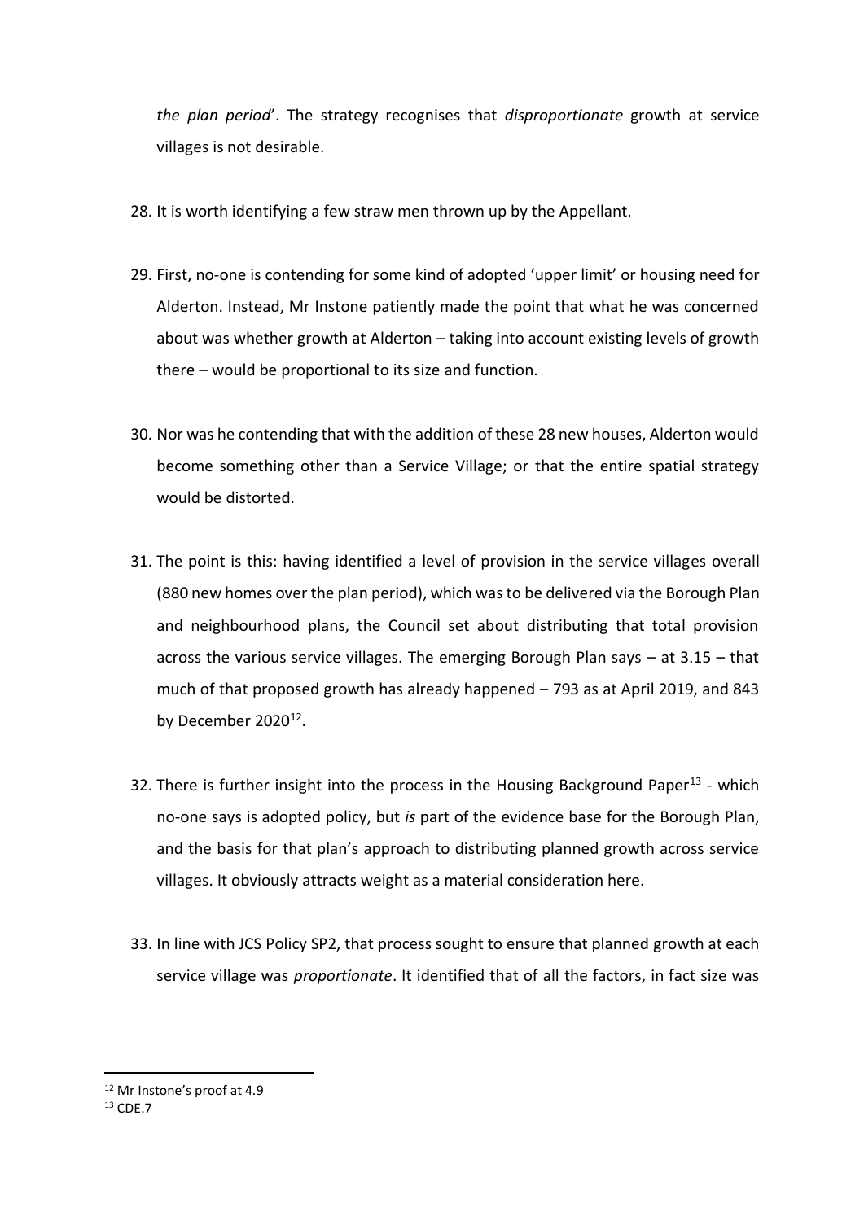*the plan period*'. The strategy recognises that *disproportionate* growth at service villages is not desirable.

28. It is worth identifying a few straw men thrown up by the Appellant.

29. First, no-one is contending for some kind of adopted 'upper limit' or housing need for Alderton. Instead, Mr Instone patiently made the point that what he was concerned about was whether growth at Alderton – taking into account existing levels of growth there – would be proportional to its size and function.

30. Nor was he contending that with the addition of these 28 new houses, Alderton would become something other than a Service Village; or that the entire spatial strategy would be distorted.

31. The point is this: having identified a level of provision in the service villages overall (880 new homes over the plan period), which was to be delivered via the Borough Plan and neighbourhood plans, the Council set about distributing that total provision across the various service villages. The emerging Borough Plan says – at 3.15 – that much of that proposed growth has already happened – 793 as at April 2019, and 843 by December 2020[12].

32. There is further insight into the process in the Housing Background Paper[13] - which no-one says is adopted policy, but *is* part of the evidence base for the Borough Plan, and the basis for that plan's approach to distributing planned growth across service villages. It obviously attracts weight as a material consideration here.

33. In line with JCS Policy SP2, that process sought to ensure that planned growth at each service village was *proportionate*. It identified that of all the factors, in fact size was

---

[12] Mr Instone's proof at 4.9

[13] CDE.7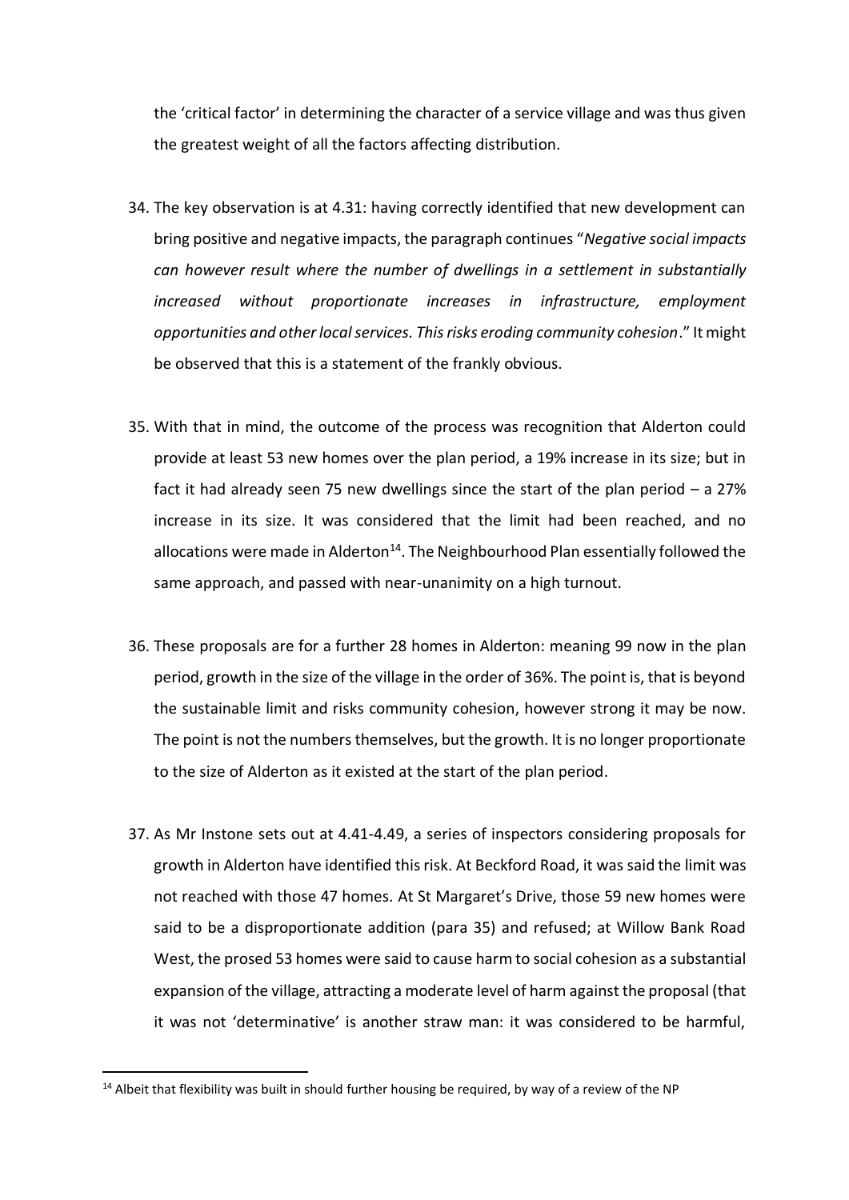the 'critical factor' in determining the character of a service village and was thus given the greatest weight of all the factors affecting distribution.

34. The key observation is at 4.31: having correctly identified that new development can bring positive and negative impacts, the paragraph continues "*Negative social impacts can however result where the number of dwellings in a settlement in substantially increased without proportionate increases in infrastructure, employment opportunities and other local services. This risks eroding community cohesion*." It might be observed that this is a statement of the frankly obvious.

35. With that in mind, the outcome of the process was recognition that Alderton could provide at least 53 new homes over the plan period, a 19% increase in its size; but in fact it had already seen 75 new dwellings since the start of the plan period – a 27% increase in its size. It was considered that the limit had been reached, and no allocations were made in Alderton[14]. The Neighbourhood Plan essentially followed the same approach, and passed with near-unanimity on a high turnout.

36. These proposals are for a further 28 homes in Alderton: meaning 99 now in the plan period, growth in the size of the village in the order of 36%. The point is, that is beyond the sustainable limit and risks community cohesion, however strong it may be now. The point is not the numbers themselves, but the growth. It is no longer proportionate to the size of Alderton as it existed at the start of the plan period.

37. As Mr Instone sets out at 4.41-4.49, a series of inspectors considering proposals for growth in Alderton have identified this risk. At Beckford Road, it was said the limit was not reached with those 47 homes. At St Margaret's Drive, those 59 new homes were said to be a disproportionate addition (para 35) and refused; at Willow Bank Road West, the prosed 53 homes were said to cause harm to social cohesion as a substantial expansion of the village, attracting a moderate level of harm against the proposal (that it was not 'determinative' is another straw man: it was considered to be harmful,

[14] Albeit that flexibility was built in should further housing be required, by way of a review of the NP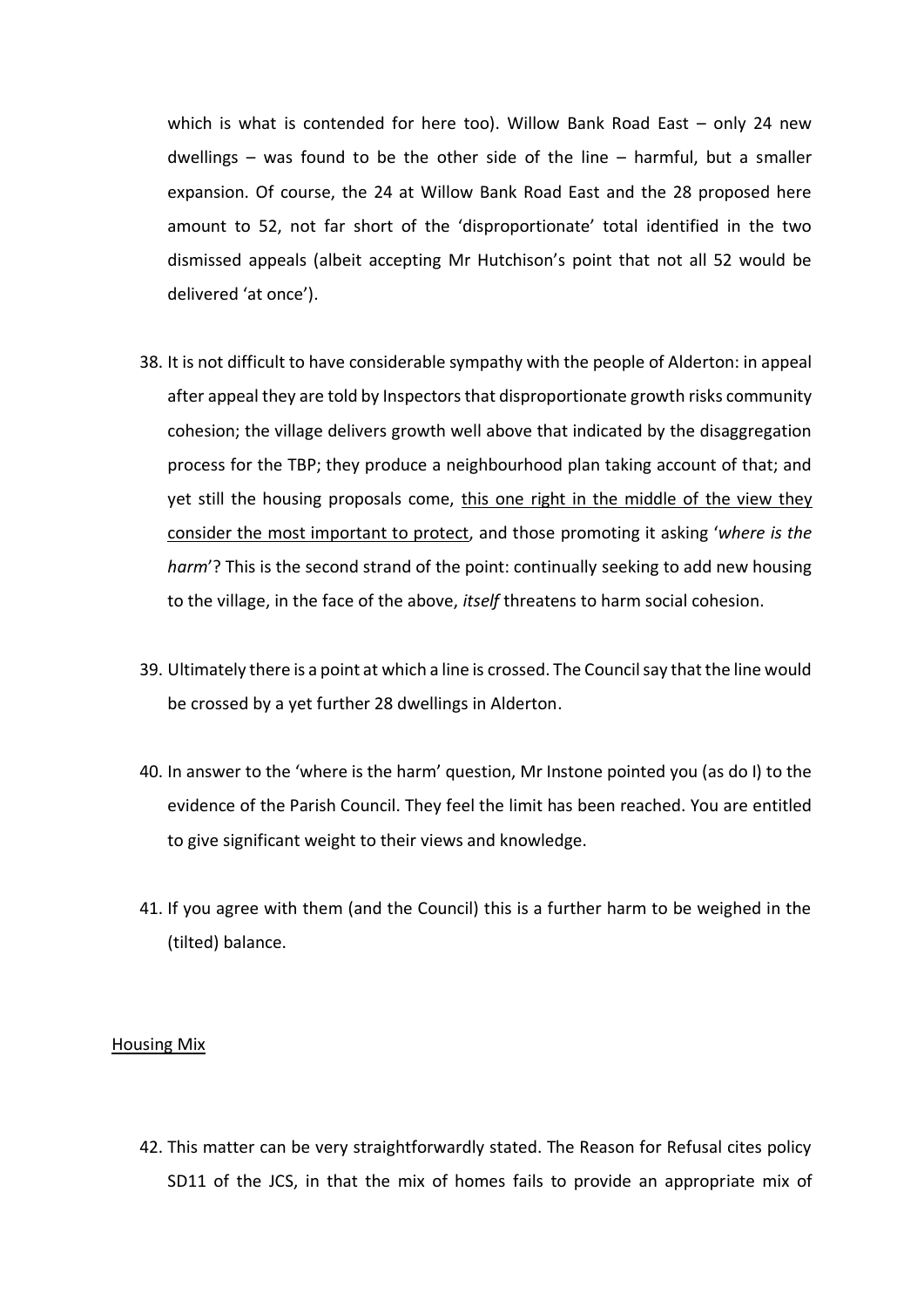which is what is contended for here too). Willow Bank Road East – only 24 new dwellings – was found to be the other side of the line – harmful, but a smaller expansion. Of course, the 24 at Willow Bank Road East and the 28 proposed here amount to 52, not far short of the 'disproportionate' total identified in the two dismissed appeals (albeit accepting Mr Hutchison's point that not all 52 would be delivered 'at once').

38. It is not difficult to have considerable sympathy with the people of Alderton: in appeal after appeal they are told by Inspectors that disproportionate growth risks community cohesion; the village delivers growth well above that indicated by the disaggregation process for the TBP; they produce a neighbourhood plan taking account of that; and yet still the housing proposals come, <u>this one right in the middle of the view they consider the most important to protect</u>, and those promoting it asking '*where is the harm*'? This is the second strand of the point: continually seeking to add new housing to the village, in the face of the above, *itself* threatens to harm social cohesion.

39. Ultimately there is a point at which a line is crossed. The Council say that the line would be crossed by a yet further 28 dwellings in Alderton.

40. In answer to the 'where is the harm' question, Mr Instone pointed you (as do I) to the evidence of the Parish Council. They feel the limit has been reached. You are entitled to give significant weight to their views and knowledge.

41. If you agree with them (and the Council) this is a further harm to be weighed in the (tilted) balance.

## <u>Housing Mix</u>

42. This matter can be very straightforwardly stated. The Reason for Refusal cites policy SD11 of the JCS, in that the mix of homes fails to provide an appropriate mix of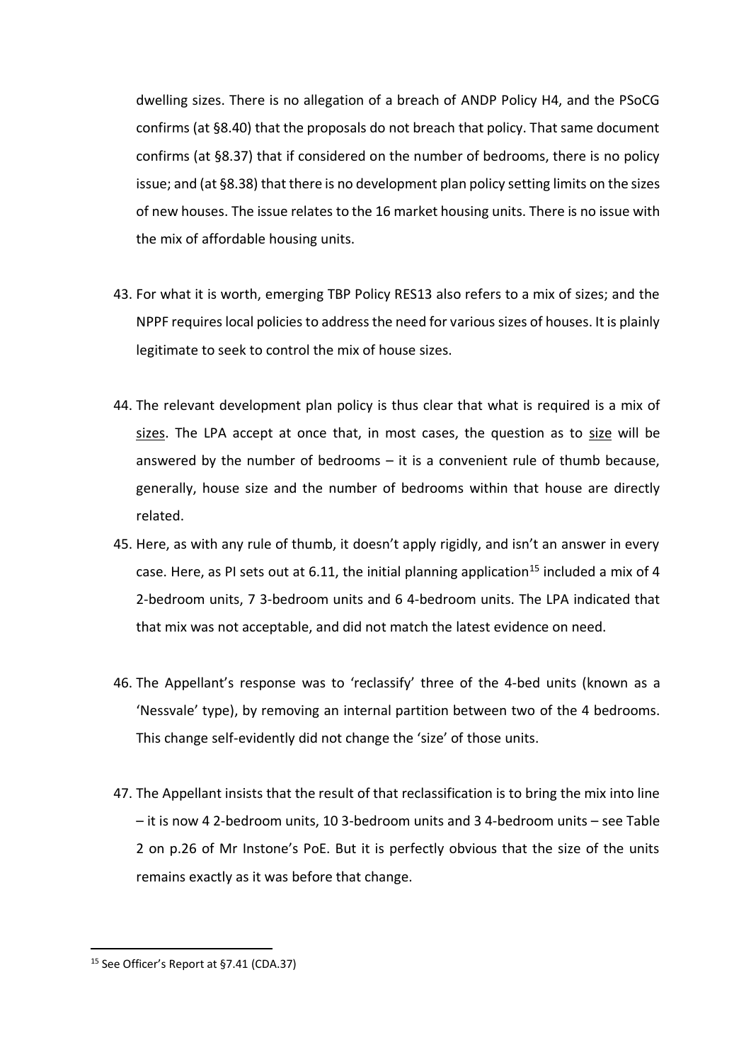dwelling sizes. There is no allegation of a breach of ANDP Policy H4, and the PSoCG confirms (at §8.40) that the proposals do not breach that policy. That same document confirms (at §8.37) that if considered on the number of bedrooms, there is no policy issue; and (at §8.38) that there is no development plan policy setting limits on the sizes of new houses. The issue relates to the 16 market housing units. There is no issue with the mix of affordable housing units.

43. For what it is worth, emerging TBP Policy RES13 also refers to a mix of sizes; and the NPPF requires local policies to address the need for various sizes of houses. It is plainly legitimate to seek to control the mix of house sizes.

44. The relevant development plan policy is thus clear that what is required is a mix of <u>sizes</u>. The LPA accept at once that, in most cases, the question as to <u>size</u> will be answered by the number of bedrooms – it is a convenient rule of thumb because, generally, house size and the number of bedrooms within that house are directly related.

45. Here, as with any rule of thumb, it doesn't apply rigidly, and isn't an answer in every case. Here, as PI sets out at 6.11, the initial planning application[15] included a mix of 4 2-bedroom units, 7 3-bedroom units and 6 4-bedroom units. The LPA indicated that that mix was not acceptable, and did not match the latest evidence on need.

46. The Appellant's response was to 'reclassify' three of the 4-bed units (known as a 'Nessvale' type), by removing an internal partition between two of the 4 bedrooms. This change self-evidently did not change the 'size' of those units.

47. The Appellant insists that the result of that reclassification is to bring the mix into line – it is now 4 2-bedroom units, 10 3-bedroom units and 3 4-bedroom units – see Table 2 on p.26 of Mr Instone's PoE. But it is perfectly obvious that the size of the units remains exactly as it was before that change.

[15] See Officer's Report at §7.41 (CDA.37)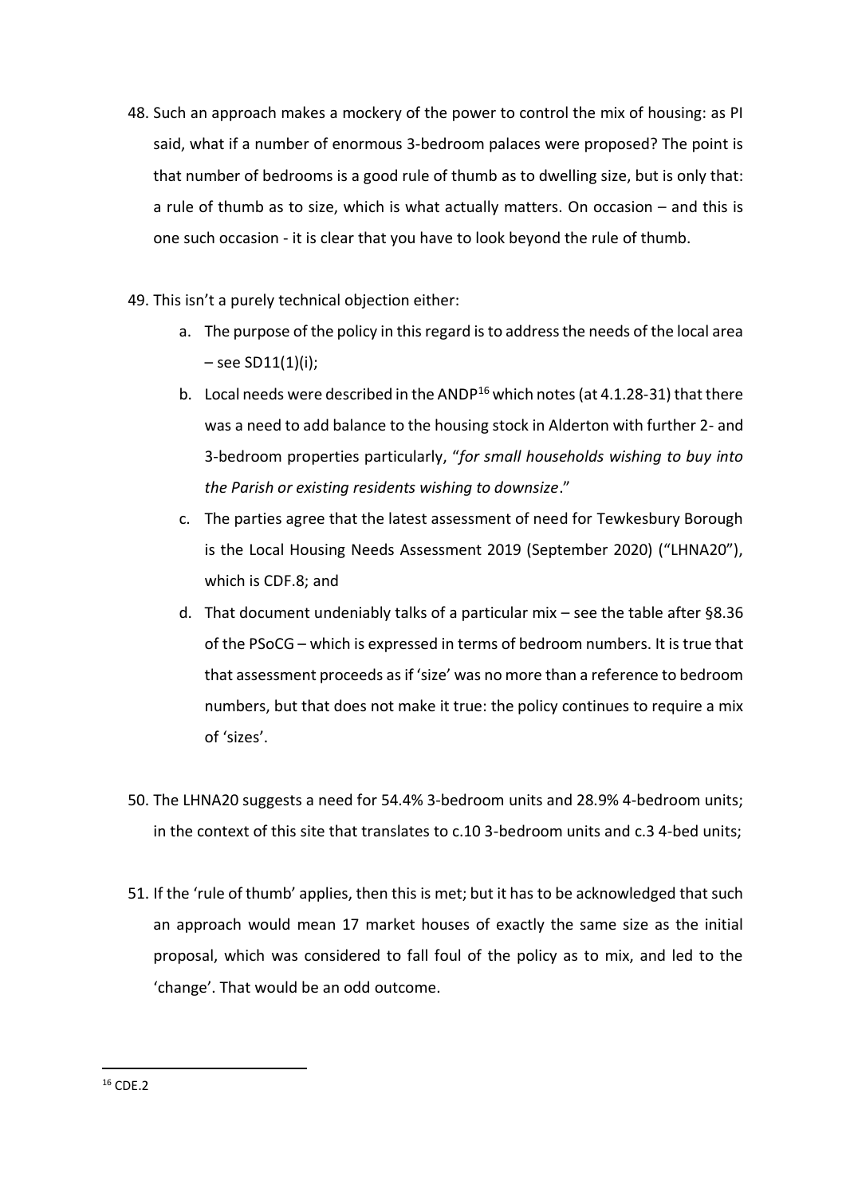48. Such an approach makes a mockery of the power to control the mix of housing: as PI said, what if a number of enormous 3-bedroom palaces were proposed? The point is that number of bedrooms is a good rule of thumb as to dwelling size, but is only that: a rule of thumb as to size, which is what actually matters. On occasion – and this is one such occasion - it is clear that you have to look beyond the rule of thumb.

49. This isn't a purely technical objection either:

    a. The purpose of the policy in this regard is to address the needs of the local area – see SD11(1)(i);

    b. Local needs were described in the ANDP[16] which notes (at 4.1.28-31) that there was a need to add balance to the housing stock in Alderton with further 2- and 3-bedroom properties particularly, "*for small households wishing to buy into the Parish or existing residents wishing to downsize*."

    c. The parties agree that the latest assessment of need for Tewkesbury Borough is the Local Housing Needs Assessment 2019 (September 2020) ("LHNA20"), which is CDF.8; and

    d. That document undeniably talks of a particular mix – see the table after §8.36 of the PSoCG – which is expressed in terms of bedroom numbers. It is true that that assessment proceeds as if 'size' was no more than a reference to bedroom numbers, but that does not make it true: the policy continues to require a mix of 'sizes'.

50. The LHNA20 suggests a need for 54.4% 3-bedroom units and 28.9% 4-bedroom units; in the context of this site that translates to c.10 3-bedroom units and c.3 4-bed units;

51. If the 'rule of thumb' applies, then this is met; but it has to be acknowledged that such an approach would mean 17 market houses of exactly the same size as the initial proposal, which was considered to fall foul of the policy as to mix, and led to the 'change'. That would be an odd outcome.

[16] CDE.2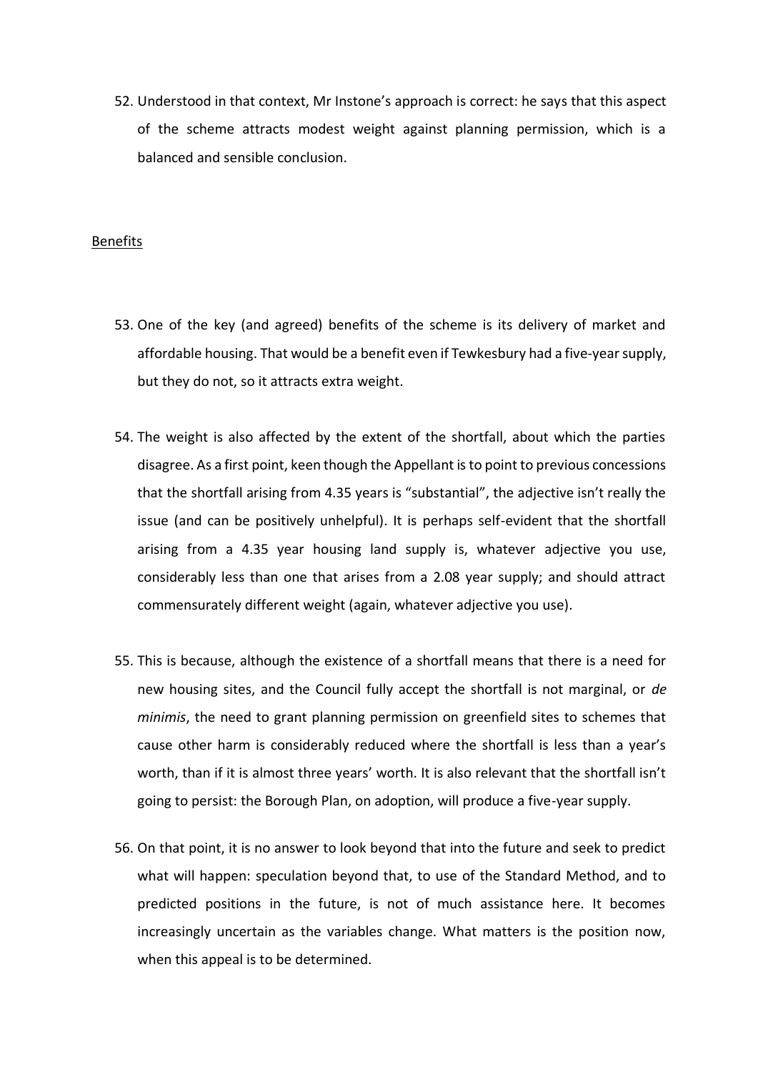52. Understood in that context, Mr Instone's approach is correct: he says that this aspect of the scheme attracts modest weight against planning permission, which is a balanced and sensible conclusion.

Benefits

53. One of the key (and agreed) benefits of the scheme is its delivery of market and affordable housing. That would be a benefit even if Tewkesbury had a five-year supply, but they do not, so it attracts extra weight.

54. The weight is also affected by the extent of the shortfall, about which the parties disagree. As a first point, keen though the Appellant is to point to previous concessions that the shortfall arising from 4.35 years is "substantial", the adjective isn't really the issue (and can be positively unhelpful). It is perhaps self-evident that the shortfall arising from a 4.35 year housing land supply is, whatever adjective you use, considerably less than one that arises from a 2.08 year supply; and should attract commensurately different weight (again, whatever adjective you use).

55. This is because, although the existence of a shortfall means that there is a need for new housing sites, and the Council fully accept the shortfall is not marginal, or *de minimis*, the need to grant planning permission on greenfield sites to schemes that cause other harm is considerably reduced where the shortfall is less than a year's worth, than if it is almost three years' worth. It is also relevant that the shortfall isn't going to persist: the Borough Plan, on adoption, will produce a five-year supply.

56. On that point, it is no answer to look beyond that into the future and seek to predict what will happen: speculation beyond that, to use of the Standard Method, and to predicted positions in the future, is not of much assistance here. It becomes increasingly uncertain as the variables change. What matters is the position now, when this appeal is to be determined.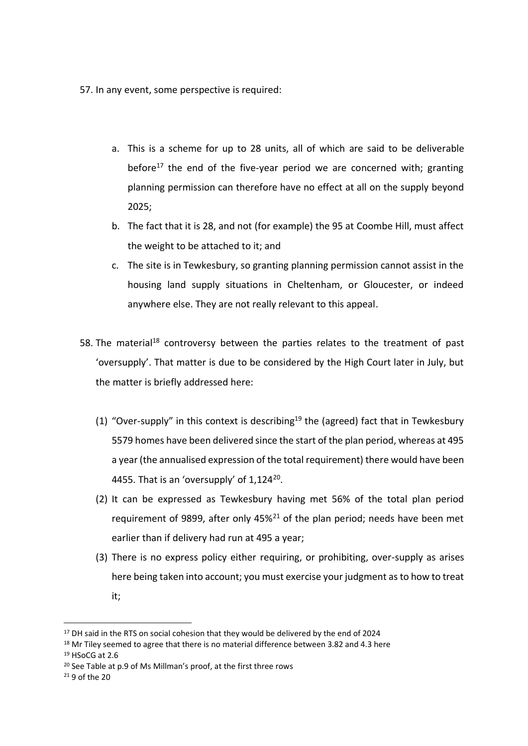57. In any event, some perspective is required:

   a. This is a scheme for up to 28 units, all of which are said to be deliverable before[17] the end of the five-year period we are concerned with; granting planning permission can therefore have no effect at all on the supply beyond 2025;

   b. The fact that it is 28, and not (for example) the 95 at Coombe Hill, must affect the weight to be attached to it; and

   c. The site is in Tewkesbury, so granting planning permission cannot assist in the housing land supply situations in Cheltenham, or Gloucester, or indeed anywhere else. They are not really relevant to this appeal.

58. The material[18] controversy between the parties relates to the treatment of past 'oversupply'. That matter is due to be considered by the High Court later in July, but the matter is briefly addressed here:

   (1) "Over-supply" in this context is describing[19] the (agreed) fact that in Tewkesbury 5579 homes have been delivered since the start of the plan period, whereas at 495 a year (the annualised expression of the total requirement) there would have been 4455. That is an 'oversupply' of 1,124[20].

   (2) It can be expressed as Tewkesbury having met 56% of the total plan period requirement of 9899, after only 45%[21] of the plan period; needs have been met earlier than if delivery had run at 495 a year;

   (3) There is no express policy either requiring, or prohibiting, over-supply as arises here being taken into account; you must exercise your judgment as to how to treat it;

---

[17] DH said in the RTS on social cohesion that they would be delivered by the end of 2024

[18] Mr Tiley seemed to agree that there is no material difference between 3.82 and 4.3 here

[19] HSoCG at 2.6

[20] See Table at p.9 of Ms Millman's proof, at the first three rows

[21] 9 of the 20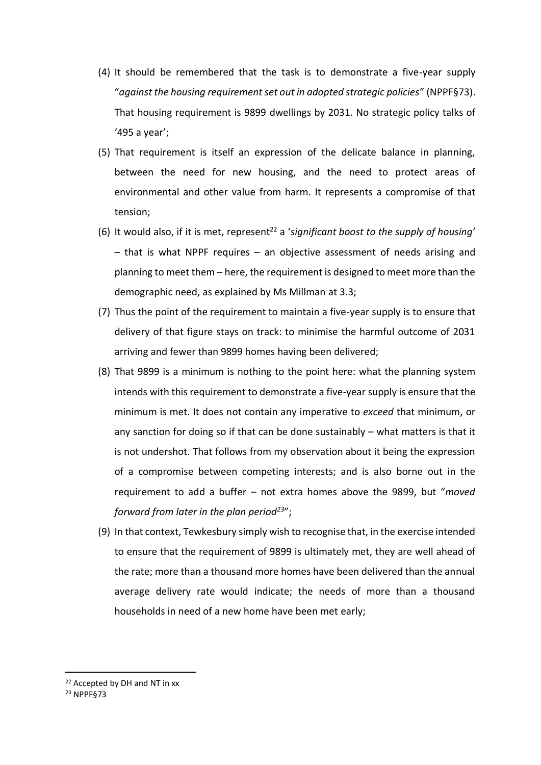(4) It should be remembered that the task is to demonstrate a five-year supply "*against the housing requirement set out in adopted strategic policies*" (NPPF§73). That housing requirement is 9899 dwellings by 2031. No strategic policy talks of '495 a year';

(5) That requirement is itself an expression of the delicate balance in planning, between the need for new housing, and the need to protect areas of environmental and other value from harm. It represents a compromise of that tension;

(6) It would also, if it is met, represent[22] a '*significant boost to the supply of housing*' – that is what NPPF requires – an objective assessment of needs arising and planning to meet them – here, the requirement is designed to meet more than the demographic need, as explained by Ms Millman at 3.3;

(7) Thus the point of the requirement to maintain a five-year supply is to ensure that delivery of that figure stays on track: to minimise the harmful outcome of 2031 arriving and fewer than 9899 homes having been delivered;

(8) That 9899 is a minimum is nothing to the point here: what the planning system intends with this requirement to demonstrate a five-year supply is ensure that the minimum is met. It does not contain any imperative to *exceed* that minimum, or any sanction for doing so if that can be done sustainably – what matters is that it is not undershot. That follows from my observation about it being the expression of a compromise between competing interests; and is also borne out in the requirement to add a buffer – not extra homes above the 9899, but "*moved forward from later in the plan period*[23]";

(9) In that context, Tewkesbury simply wish to recognise that, in the exercise intended to ensure that the requirement of 9899 is ultimately met, they are well ahead of the rate; more than a thousand more homes have been delivered than the annual average delivery rate would indicate; the needs of more than a thousand households in need of a new home have been met early;

---

[22] Accepted by DH and NT in xx

[23] NPPF§73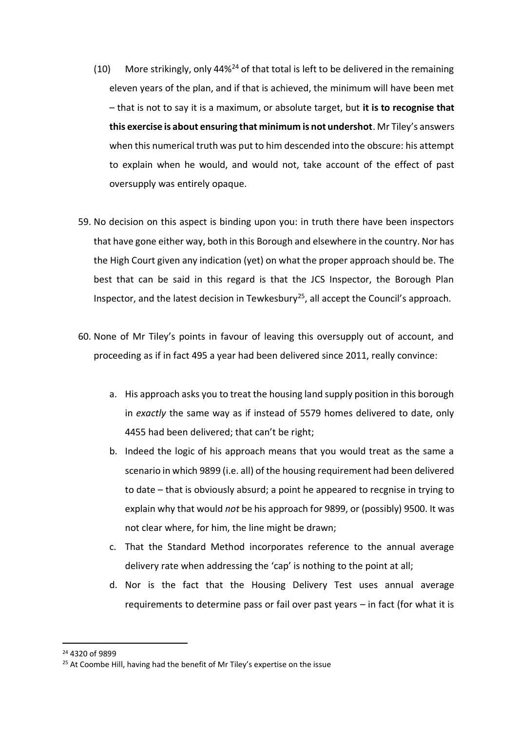(10) More strikingly, only 44%[24] of that total is left to be delivered in the remaining eleven years of the plan, and if that is achieved, the minimum will have been met – that is not to say it is a maximum, or absolute target, but **it is to recognise that this exercise is about ensuring that minimum is not undershot**. Mr Tiley's answers when this numerical truth was put to him descended into the obscure: his attempt to explain when he would, and would not, take account of the effect of past oversupply was entirely opaque.

59. No decision on this aspect is binding upon you: in truth there have been inspectors that have gone either way, both in this Borough and elsewhere in the country. Nor has the High Court given any indication (yet) on what the proper approach should be. The best that can be said in this regard is that the JCS Inspector, the Borough Plan Inspector, and the latest decision in Tewkesbury[25], all accept the Council's approach.

60. None of Mr Tiley's points in favour of leaving this oversupply out of account, and proceeding as if in fact 495 a year had been delivered since 2011, really convince:

    a. His approach asks you to treat the housing land supply position in this borough in *exactly* the same way as if instead of 5579 homes delivered to date, only 4455 had been delivered; that can't be right;

    b. Indeed the logic of his approach means that you would treat as the same a scenario in which 9899 (i.e. all) of the housing requirement had been delivered to date – that is obviously absurd; a point he appeared to recgnise in trying to explain why that would *not* be his approach for 9899, or (possibly) 9500. It was not clear where, for him, the line might be drawn;

    c. That the Standard Method incorporates reference to the annual average delivery rate when addressing the 'cap' is nothing to the point at all;

    d. Nor is the fact that the Housing Delivery Test uses annual average requirements to determine pass or fail over past years – in fact (for what it is

---

[24] 4320 of 9899

[25] At Coombe Hill, having had the benefit of Mr Tiley's expertise on the issue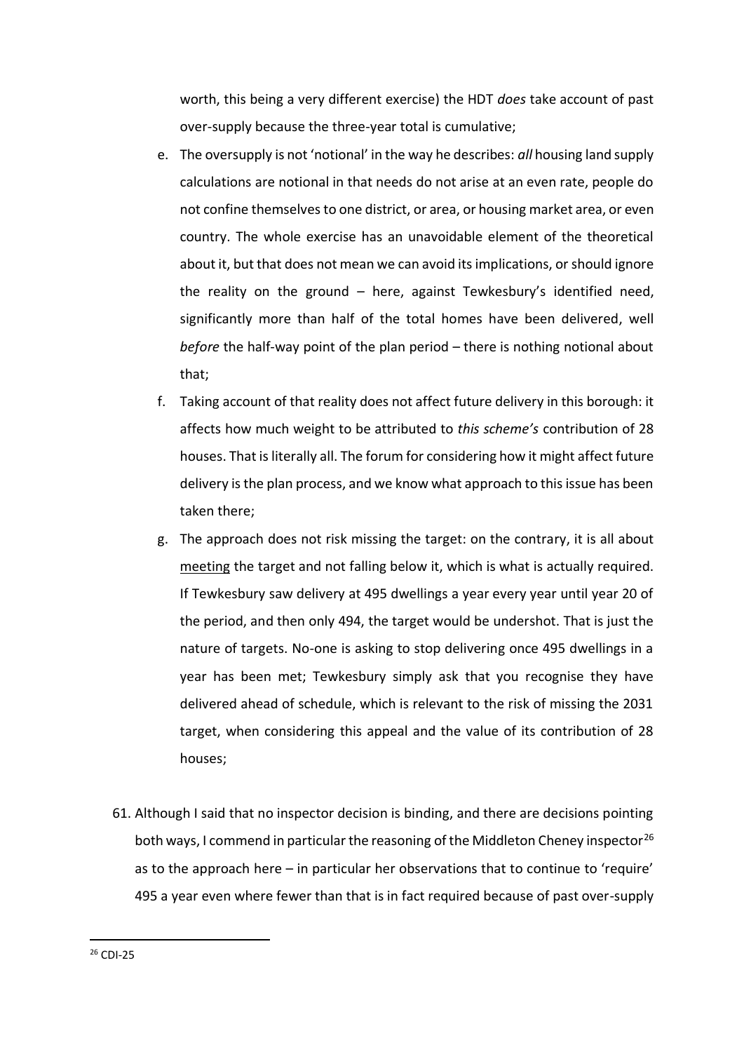worth, this being a very different exercise) the HDT *does* take account of past over-supply because the three-year total is cumulative;

e. The oversupply is not 'notional' in the way he describes: *all* housing land supply calculations are notional in that needs do not arise at an even rate, people do not confine themselves to one district, or area, or housing market area, or even country. The whole exercise has an unavoidable element of the theoretical about it, but that does not mean we can avoid its implications, or should ignore the reality on the ground – here, against Tewkesbury's identified need, significantly more than half of the total homes have been delivered, well *before* the half-way point of the plan period – there is nothing notional about that;

f. Taking account of that reality does not affect future delivery in this borough: it affects how much weight to be attributed to *this scheme's* contribution of 28 houses. That is literally all. The forum for considering how it might affect future delivery is the plan process, and we know what approach to this issue has been taken there;

g. The approach does not risk missing the target: on the contrary, it is all about <u>meeting</u> the target and not falling below it, which is what is actually required. If Tewkesbury saw delivery at 495 dwellings a year every year until year 20 of the period, and then only 494, the target would be undershot. That is just the nature of targets. No-one is asking to stop delivering once 495 dwellings in a year has been met; Tewkesbury simply ask that you recognise they have delivered ahead of schedule, which is relevant to the risk of missing the 2031 target, when considering this appeal and the value of its contribution of 28 houses;

61. Although I said that no inspector decision is binding, and there are decisions pointing both ways, I commend in particular the reasoning of the Middleton Cheney inspector[26] as to the approach here – in particular her observations that to continue to 'require' 495 a year even where fewer than that is in fact required because of past over-supply

[26] CDI-25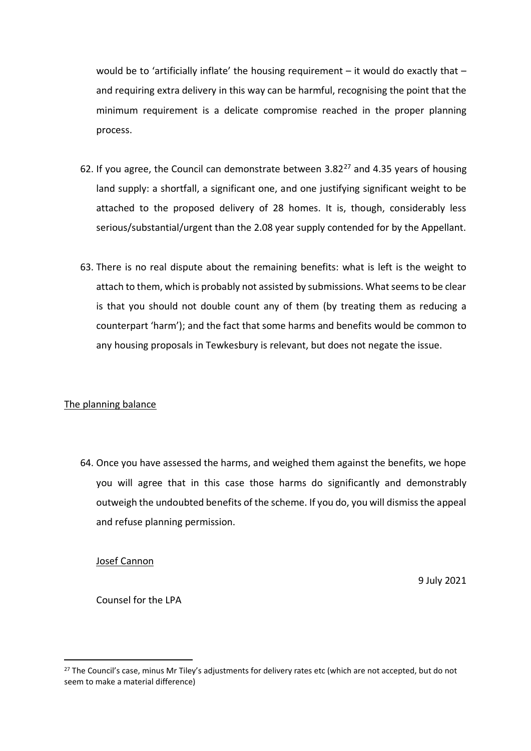would be to 'artificially inflate' the housing requirement – it would do exactly that – and requiring extra delivery in this way can be harmful, recognising the point that the minimum requirement is a delicate compromise reached in the proper planning process.

62. If you agree, the Council can demonstrate between 3.82[27] and 4.35 years of housing land supply: a shortfall, a significant one, and one justifying significant weight to be attached to the proposed delivery of 28 homes. It is, though, considerably less serious/substantial/urgent than the 2.08 year supply contended for by the Appellant.

63. There is no real dispute about the remaining benefits: what is left is the weight to attach to them, which is probably not assisted by submissions. What seems to be clear is that you should not double count any of them (by treating them as reducing a counterpart 'harm'); and the fact that some harms and benefits would be common to any housing proposals in Tewkesbury is relevant, but does not negate the issue.

## The planning balance

64. Once you have assessed the harms, and weighed them against the benefits, we hope you will agree that in this case those harms do significantly and demonstrably outweigh the undoubted benefits of the scheme. If you do, you will dismiss the appeal and refuse planning permission.

Josef Cannon

9 July 2021

Counsel for the LPA

[27] The Council's case, minus Mr Tiley's adjustments for delivery rates etc (which are not accepted, but do not seem to make a material difference)